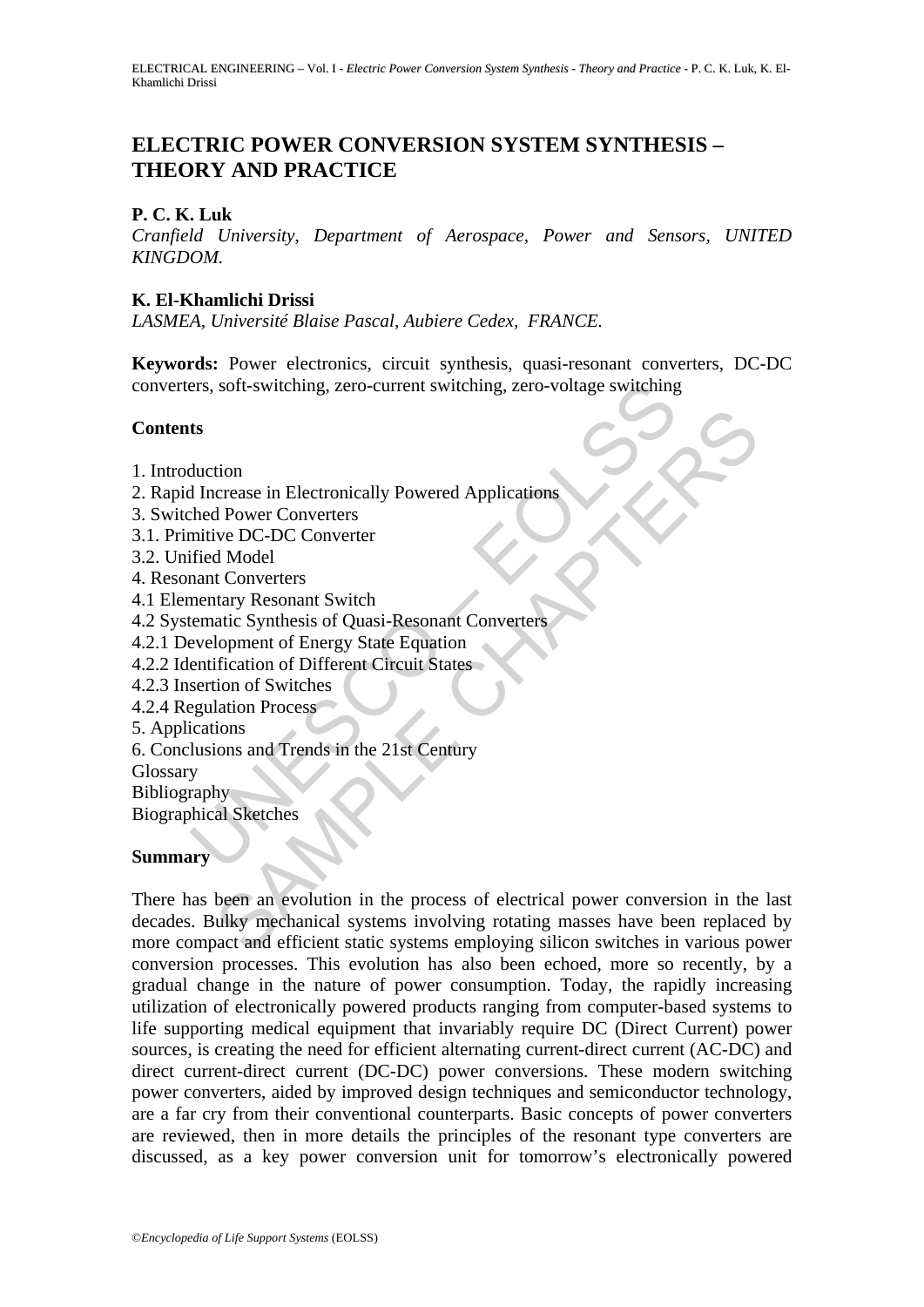# ELECTRIC POWER CONVERSION SYSTEM SYNTHESIS – THEORY AND PRACTICE

**P. C. K. Luk**

*Cranfield University, Department of Aerospace, Power and Sensors, UNITED KINGDOM.*

**K. El-Khamlichi Drissi**

*LASMEA, Université Blaise Pascal, Aubiere Cedex, FRANCE.*

**Keywords:** Power electronics, circuit synthesis, quasi-resonant converters, DC-DC converters, soft-switching, zero-current switching, zero-voltage switching

## Contents

1. Introduction
2. Rapid Increase in Electronically Powered Applications
3. Switched Power Converters
3.1. Primitive DC-DC Converter
3.2. Unified Model
4. Resonant Converters
4.1 Elementary Resonant Switch
4.2 Systematic Synthesis of Quasi-Resonant Converters
4.2.1 Development of Energy State Equation
4.2.2 Identification of Different Circuit States
4.2.3 Insertion of Switches
4.2.4 Regulation Process
5. Applications
6. Conclusions and Trends in the 21st Century

Glossary

Bibliography

Biographical Sketches

## Summary

There has been an evolution in the process of electrical power conversion in the last decades. Bulky mechanical systems involving rotating masses have been replaced by more compact and efficient static systems employing silicon switches in various power conversion processes. This evolution has also been echoed, more so recently, by a gradual change in the nature of power consumption. Today, the rapidly increasing utilization of electronically powered products ranging from computer-based systems to life supporting medical equipment that invariably require DC (Direct Current) power sources, is creating the need for efficient alternating current-direct current (AC-DC) and direct current-direct current (DC-DC) power conversions. These modern switching power converters, aided by improved design techniques and semiconductor technology, are a far cry from their conventional counterparts. Basic concepts of power converters are reviewed, then in more details the principles of the resonant type converters are discussed, as a key power conversion unit for tomorrow's electronically powered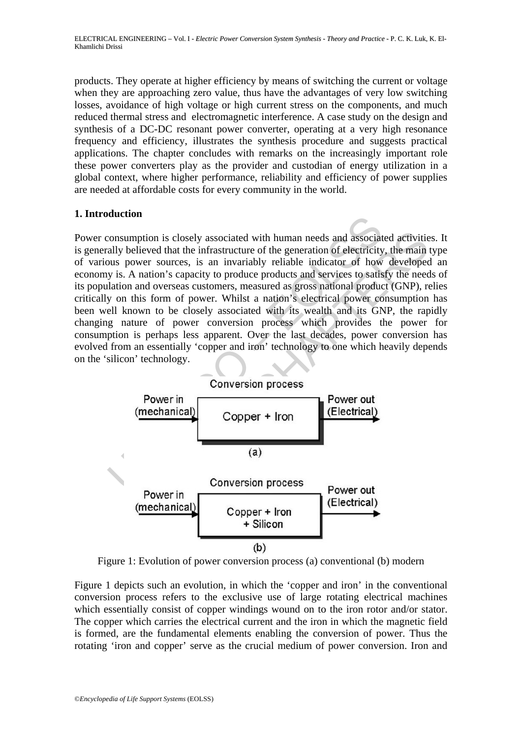products. They operate at higher efficiency by means of switching the current or voltage when they are approaching zero value, thus have the advantages of very low switching losses, avoidance of high voltage or high current stress on the components, and much reduced thermal stress and electromagnetic interference. A case study on the design and synthesis of a DC-DC resonant power converter, operating at a very high resonance frequency and efficiency, illustrates the synthesis procedure and suggests practical applications. The chapter concludes with remarks on the increasingly important role these power converters play as the provider and custodian of energy utilization in a global context, where higher performance, reliability and efficiency of power supplies are needed at affordable costs for every community in the world.

## 1. Introduction

Power consumption is closely associated with human needs and associated activities. It is generally believed that the infrastructure of the generation of electricity, the main type of various power sources, is an invariably reliable indicator of how developed an economy is. A nation's capacity to produce products and services to satisfy the needs of its population and overseas customers, measured as gross national product (GNP), relies critically on this form of power. Whilst a nation's electrical power consumption has been well known to be closely associated with its wealth and its GNP, the rapidly changing nature of power conversion process which provides the power for consumption is perhaps less apparent. Over the last decades, power conversion has evolved from an essentially 'copper and iron' technology to one which heavily depends on the 'silicon' technology.

Conversion process

Power in (mechanical) → Copper + Iron → Power out (Electrical)

(a)

Conversion process

Power in (mechanical) → Copper + Iron + Silicon → Power out (Electrical)

(b)

Figure 1: Evolution of power conversion process (a) conventional (b) modern

Figure 1 depicts such an evolution, in which the 'copper and iron' in the conventional conversion process refers to the exclusive use of large rotating electrical machines which essentially consist of copper windings wound on to the iron rotor and/or stator. The copper which carries the electrical current and the iron in which the magnetic field is formed, are the fundamental elements enabling the conversion of power. Thus the rotating 'iron and copper' serve as the crucial medium of power conversion. Iron and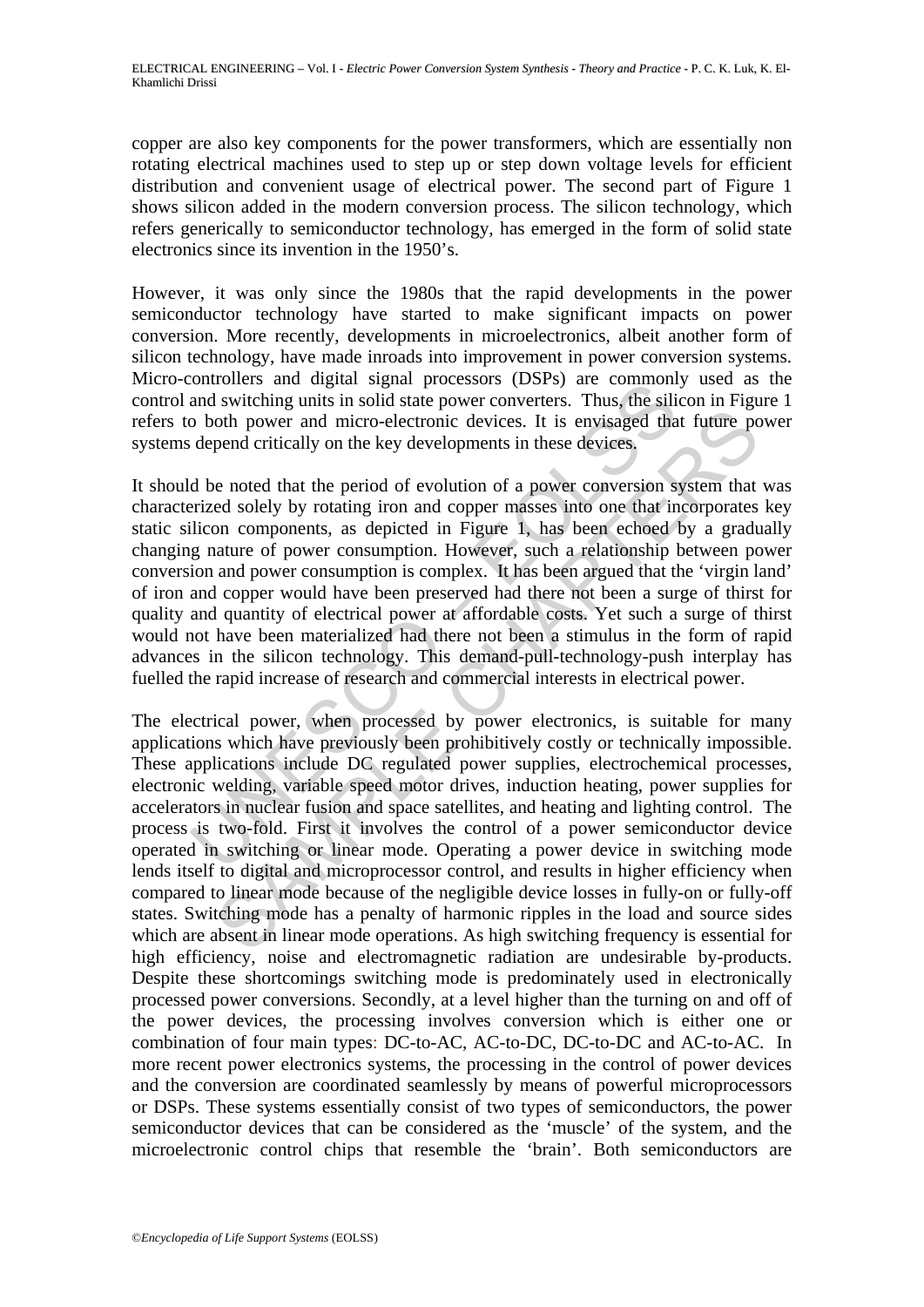copper are also key components for the power transformers, which are essentially non rotating electrical machines used to step up or step down voltage levels for efficient distribution and convenient usage of electrical power. The second part of Figure 1 shows silicon added in the modern conversion process. The silicon technology, which refers generically to semiconductor technology, has emerged in the form of solid state electronics since its invention in the 1950's.

However, it was only since the 1980s that the rapid developments in the power semiconductor technology have started to make significant impacts on power conversion. More recently, developments in microelectronics, albeit another form of silicon technology, have made inroads into improvement in power conversion systems. Micro-controllers and digital signal processors (DSPs) are commonly used as the control and switching units in solid state power converters. Thus, the silicon in Figure 1 refers to both power and micro-electronic devices. It is envisaged that future power systems depend critically on the key developments in these devices.

It should be noted that the period of evolution of a power conversion system that was characterized solely by rotating iron and copper masses into one that incorporates key static silicon components, as depicted in Figure 1, has been echoed by a gradually changing nature of power consumption. However, such a relationship between power conversion and power consumption is complex. It has been argued that the 'virgin land' of iron and copper would have been preserved had there not been a surge of thirst for quality and quantity of electrical power at affordable costs. Yet such a surge of thirst would not have been materialized had there not been a stimulus in the form of rapid advances in the silicon technology. This demand-pull-technology-push interplay has fuelled the rapid increase of research and commercial interests in electrical power.

The electrical power, when processed by power electronics, is suitable for many applications which have previously been prohibitively costly or technically impossible. These applications include DC regulated power supplies, electrochemical processes, electronic welding, variable speed motor drives, induction heating, power supplies for accelerators in nuclear fusion and space satellites, and heating and lighting control. The process is two-fold. First it involves the control of a power semiconductor device operated in switching or linear mode. Operating a power device in switching mode lends itself to digital and microprocessor control, and results in higher efficiency when compared to linear mode because of the negligible device losses in fully-on or fully-off states. Switching mode has a penalty of harmonic ripples in the load and source sides which are absent in linear mode operations. As high switching frequency is essential for high efficiency, noise and electromagnetic radiation are undesirable by-products. Despite these shortcomings switching mode is predominately used in electronically processed power conversions. Secondly, at a level higher than the turning on and off of the power devices, the processing involves conversion which is either one or combination of four main types: DC-to-AC, AC-to-DC, DC-to-DC and AC-to-AC. In more recent power electronics systems, the processing in the control of power devices and the conversion are coordinated seamlessly by means of powerful microprocessors or DSPs. These systems essentially consist of two types of semiconductors, the power semiconductor devices that can be considered as the 'muscle' of the system, and the microelectronic control chips that resemble the 'brain'. Both semiconductors are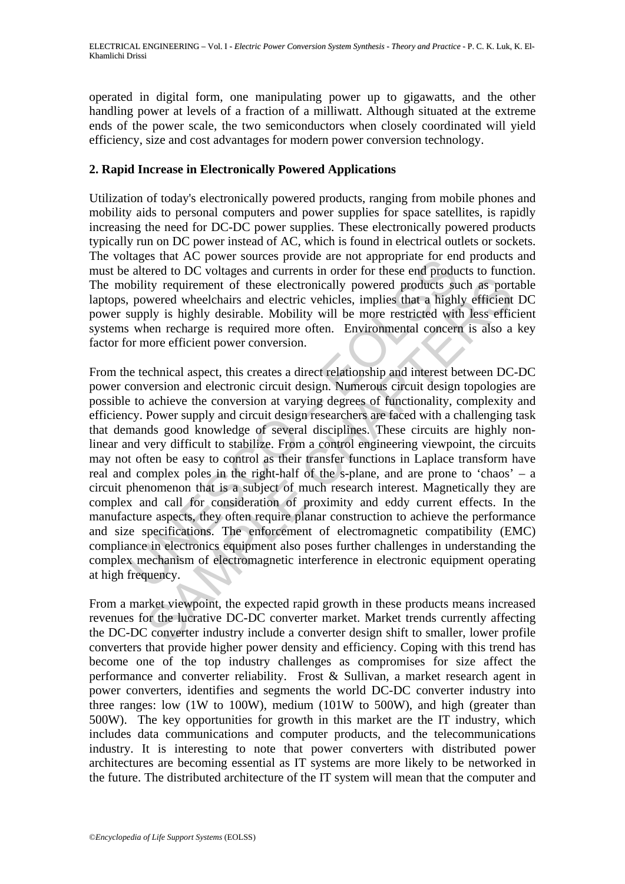operated in digital form, one manipulating power up to gigawatts, and the other handling power at levels of a fraction of a milliwatt. Although situated at the extreme ends of the power scale, the two semiconductors when closely coordinated will yield efficiency, size and cost advantages for modern power conversion technology.

## 2. Rapid Increase in Electronically Powered Applications

Utilization of today's electronically powered products, ranging from mobile phones and mobility aids to personal computers and power supplies for space satellites, is rapidly increasing the need for DC-DC power supplies. These electronically powered products typically run on DC power instead of AC, which is found in electrical outlets or sockets. The voltages that AC power sources provide are not appropriate for end products and must be altered to DC voltages and currents in order for these end products to function. The mobility requirement of these electronically powered products such as portable laptops, powered wheelchairs and electric vehicles, implies that a highly efficient DC power supply is highly desirable. Mobility will be more restricted with less efficient systems when recharge is required more often. Environmental concern is also a key factor for more efficient power conversion.

From the technical aspect, this creates a direct relationship and interest between DC-DC power conversion and electronic circuit design. Numerous circuit design topologies are possible to achieve the conversion at varying degrees of functionality, complexity and efficiency. Power supply and circuit design researchers are faced with a challenging task that demands good knowledge of several disciplines. These circuits are highly non-linear and very difficult to stabilize. From a control engineering viewpoint, the circuits may not often be easy to control as their transfer functions in Laplace transform have real and complex poles in the right-half of the s-plane, and are prone to 'chaos' – a circuit phenomenon that is a subject of much research interest. Magnetically they are complex and call for consideration of proximity and eddy current effects. In the manufacture aspects, they often require planar construction to achieve the performance and size specifications. The enforcement of electromagnetic compatibility (EMC) compliance in electronics equipment also poses further challenges in understanding the complex mechanism of electromagnetic interference in electronic equipment operating at high frequency.

From a market viewpoint, the expected rapid growth in these products means increased revenues for the lucrative DC-DC converter market. Market trends currently affecting the DC-DC converter industry include a converter design shift to smaller, lower profile converters that provide higher power density and efficiency. Coping with this trend has become one of the top industry challenges as compromises for size affect the performance and converter reliability. Frost & Sullivan, a market research agent in power converters, identifies and segments the world DC-DC converter industry into three ranges: low (1W to 100W), medium (101W to 500W), and high (greater than 500W). The key opportunities for growth in this market are the IT industry, which includes data communications and computer products, and the telecommunications industry. It is interesting to note that power converters with distributed power architectures are becoming essential as IT systems are more likely to be networked in the future. The distributed architecture of the IT system will mean that the computer and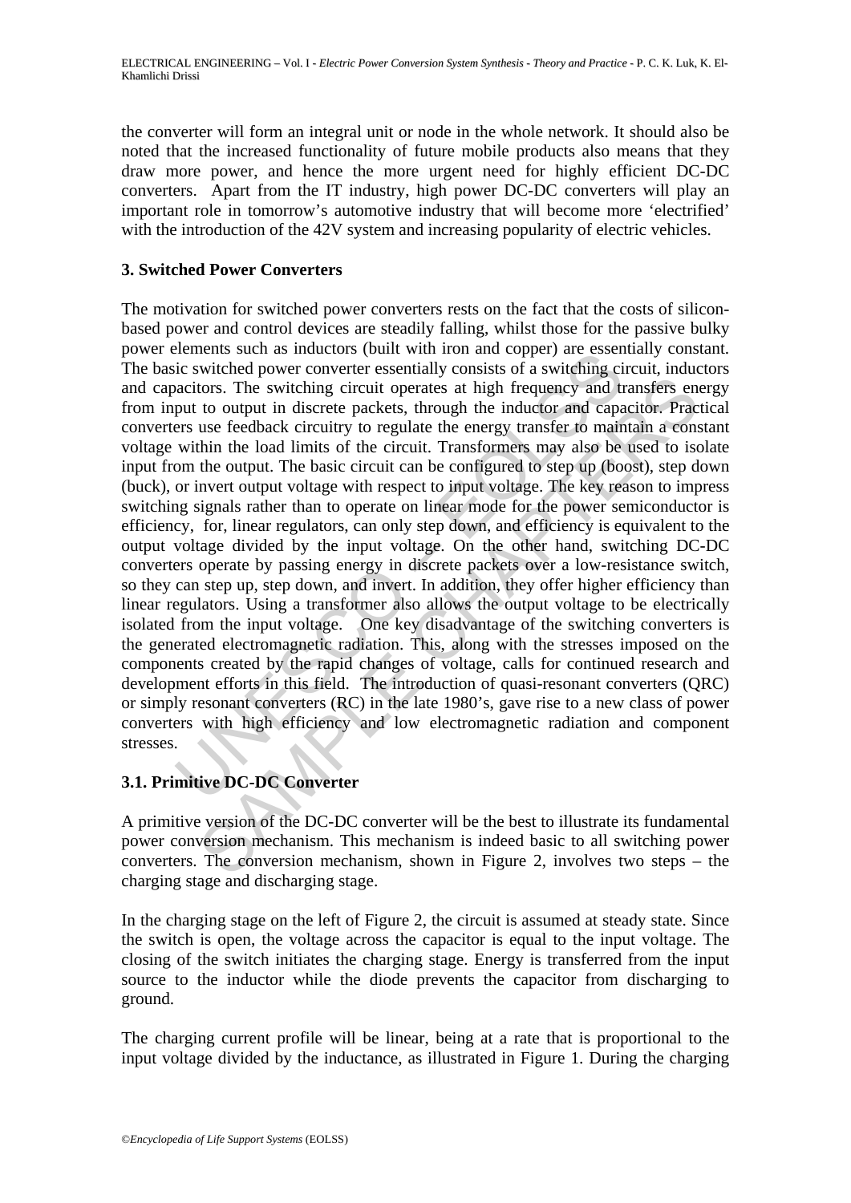the converter will form an integral unit or node in the whole network. It should also be noted that the increased functionality of future mobile products also means that they draw more power, and hence the more urgent need for highly efficient DC-DC converters. Apart from the IT industry, high power DC-DC converters will play an important role in tomorrow's automotive industry that will become more 'electrified' with the introduction of the 42V system and increasing popularity of electric vehicles.

## 3. Switched Power Converters

The motivation for switched power converters rests on the fact that the costs of silicon-based power and control devices are steadily falling, whilst those for the passive bulky power elements such as inductors (built with iron and copper) are essentially constant. The basic switched power converter essentially consists of a switching circuit, inductors and capacitors. The switching circuit operates at high frequency and transfers energy from input to output in discrete packets, through the inductor and capacitor. Practical converters use feedback circuitry to regulate the energy transfer to maintain a constant voltage within the load limits of the circuit. Transformers may also be used to isolate input from the output. The basic circuit can be configured to step up (boost), step down (buck), or invert output voltage with respect to input voltage. The key reason to impress switching signals rather than to operate on linear mode for the power semiconductor is efficiency, for, linear regulators, can only step down, and efficiency is equivalent to the output voltage divided by the input voltage. On the other hand, switching DC-DC converters operate by passing energy in discrete packets over a low-resistance switch, so they can step up, step down, and invert. In addition, they offer higher efficiency than linear regulators. Using a transformer also allows the output voltage to be electrically isolated from the input voltage. One key disadvantage of the switching converters is the generated electromagnetic radiation. This, along with the stresses imposed on the components created by the rapid changes of voltage, calls for continued research and development efforts in this field. The introduction of quasi-resonant converters (QRC) or simply resonant converters (RC) in the late 1980's, gave rise to a new class of power converters with high efficiency and low electromagnetic radiation and component stresses.

### 3.1. Primitive DC-DC Converter

A primitive version of the DC-DC converter will be the best to illustrate its fundamental power conversion mechanism. This mechanism is indeed basic to all switching power converters. The conversion mechanism, shown in Figure 2, involves two steps – the charging stage and discharging stage.

In the charging stage on the left of Figure 2, the circuit is assumed at steady state. Since the switch is open, the voltage across the capacitor is equal to the input voltage. The closing of the switch initiates the charging stage. Energy is transferred from the input source to the inductor while the diode prevents the capacitor from discharging to ground.

The charging current profile will be linear, being at a rate that is proportional to the input voltage divided by the inductance, as illustrated in Figure 1. During the charging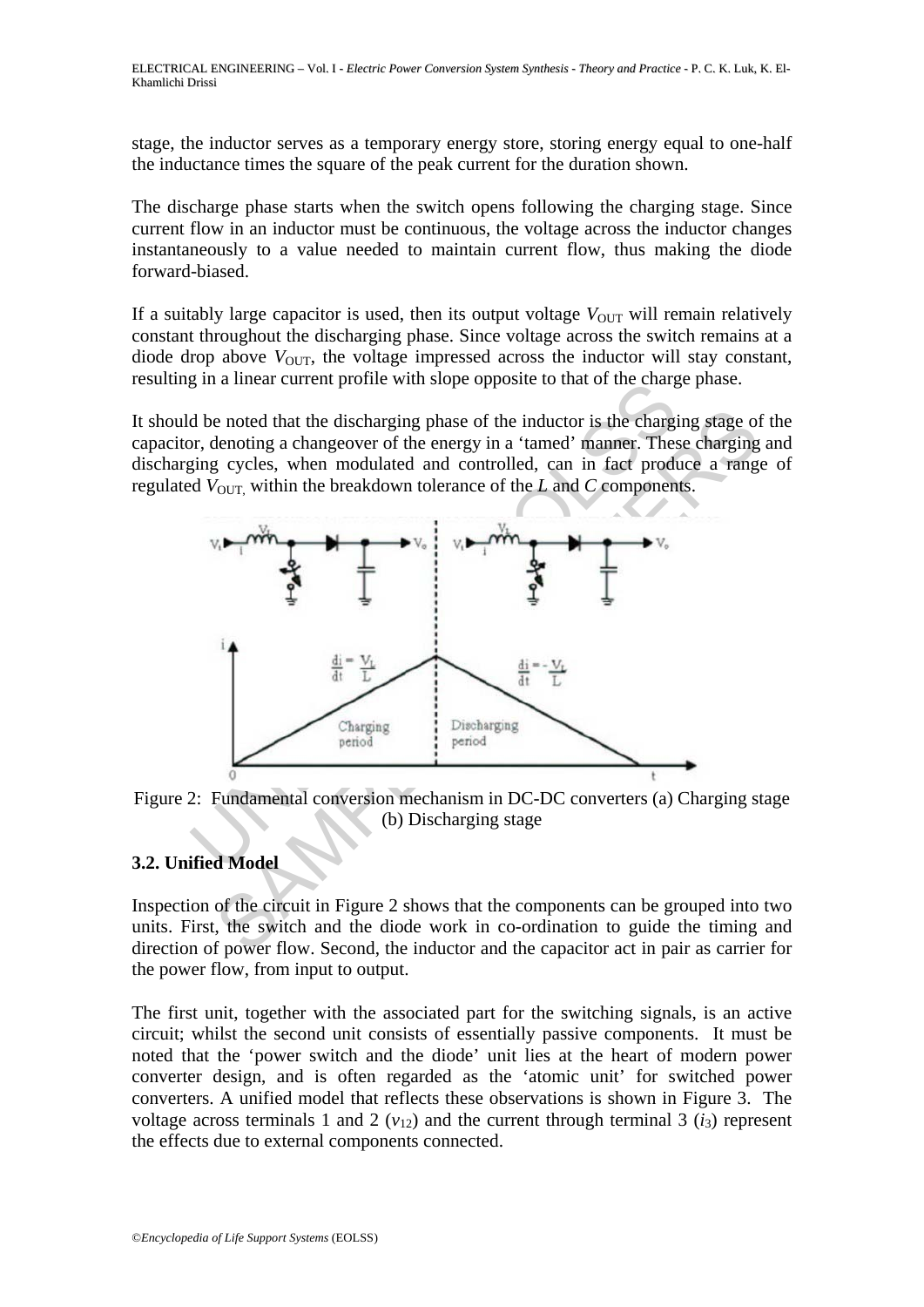stage, the inductor serves as a temporary energy store, storing energy equal to one-half the inductance times the square of the peak current for the duration shown.

The discharge phase starts when the switch opens following the charging stage. Since current flow in an inductor must be continuous, the voltage across the inductor changes instantaneously to a value needed to maintain current flow, thus making the diode forward-biased.

If a suitably large capacitor is used, then its output voltage $V_{OUT}$ will remain relatively constant throughout the discharging phase. Since voltage across the switch remains at a diode drop above $V_{OUT}$, the voltage impressed across the inductor will stay constant, resulting in a linear current profile with slope opposite to that of the charge phase.

It should be noted that the discharging phase of the inductor is the charging stage of the capacitor, denoting a changeover of the energy in a 'tamed' manner. These charging and discharging cycles, when modulated and controlled, can in fact produce a range of regulated $V_{OUT,}$ within the breakdown tolerance of the *L* and *C* components.

Figure 2: Fundamental conversion mechanism in DC-DC converters (a) Charging stage (b) Discharging stage

### 3.2. Unified Model

Inspection of the circuit in Figure 2 shows that the components can be grouped into two units. First, the switch and the diode work in co-ordination to guide the timing and direction of power flow. Second, the inductor and the capacitor act in pair as carrier for the power flow, from input to output.

The first unit, together with the associated part for the switching signals, is an active circuit; whilst the second unit consists of essentially passive components. It must be noted that the 'power switch and the diode' unit lies at the heart of modern power converter design, and is often regarded as the 'atomic unit' for switched power converters. A unified model that reflects these observations is shown in Figure 3. The voltage across terminals 1 and 2 ($v_{12}$) and the current through terminal 3 ($i_3$) represent the effects due to external components connected.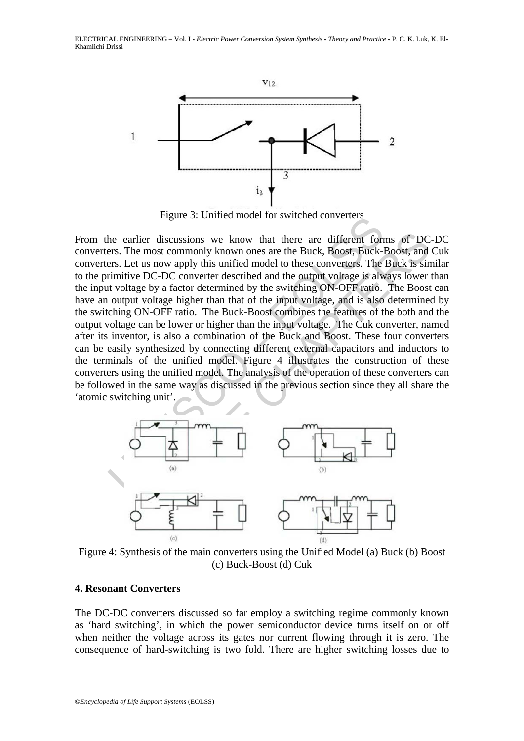Figure 3: Unified model for switched converters

From the earlier discussions we know that there are different forms of DC-DC converters. The most commonly known ones are the Buck, Boost, Buck-Boost, and Cuk converters. Let us now apply this unified model to these converters. The Buck is similar to the primitive DC-DC converter described and the output voltage is always lower than the input voltage by a factor determined by the switching ON-OFF ratio. The Boost can have an output voltage higher than that of the input voltage, and is also determined by the switching ON-OFF ratio. The Buck-Boost combines the features of the both and the output voltage can be lower or higher than the input voltage. The Cuk converter, named after its inventor, is also a combination of the Buck and Boost. These four converters can be easily synthesized by connecting different external capacitors and inductors to the terminals of the unified model. Figure 4 illustrates the construction of these converters using the unified model. The analysis of the operation of these converters can be followed in the same way as discussed in the previous section since they all share the 'atomic switching unit'.

Figure 4: Synthesis of the main converters using the Unified Model (a) Buck (b) Boost (c) Buck-Boost (d) Cuk

## 4. Resonant Converters

The DC-DC converters discussed so far employ a switching regime commonly known as 'hard switching', in which the power semiconductor device turns itself on or off when neither the voltage across its gates nor current flowing through it is zero. The consequence of hard-switching is two fold. There are higher switching losses due to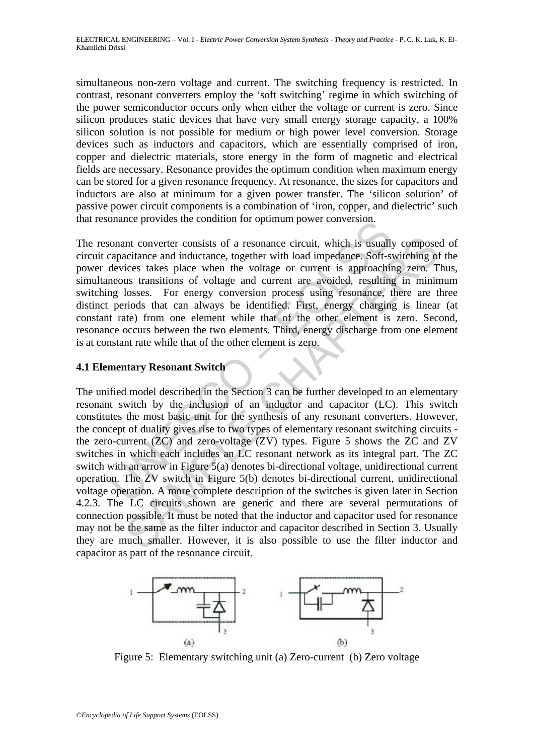simultaneous non-zero voltage and current. The switching frequency is restricted. In contrast, resonant converters employ the 'soft switching' regime in which switching of the power semiconductor occurs only when either the voltage or current is zero. Since silicon produces static devices that have very small energy storage capacity, a 100% silicon solution is not possible for medium or high power level conversion. Storage devices such as inductors and capacitors, which are essentially comprised of iron, copper and dielectric materials, store energy in the form of magnetic and electrical fields are necessary. Resonance provides the optimum condition when maximum energy can be stored for a given resonance frequency. At resonance, the sizes for capacitors and inductors are also at minimum for a given power transfer. The 'silicon solution' of passive power circuit components is a combination of 'iron, copper, and dielectric' such that resonance provides the condition for optimum power conversion.

The resonant converter consists of a resonance circuit, which is usually composed of circuit capacitance and inductance, together with load impedance. Soft-switching of the power devices takes place when the voltage or current is approaching zero. Thus, simultaneous transitions of voltage and current are avoided, resulting in minimum switching losses. For energy conversion process using resonance, there are three distinct periods that can always be identified. First, energy charging is linear (at constant rate) from one element while that of the other element is zero. Second, resonance occurs between the two elements. Third, energy discharge from one element is at constant rate while that of the other element is zero.

### 4.1 Elementary Resonant Switch

The unified model described in the Section 3 can be further developed to an elementary resonant switch by the inclusion of an inductor and capacitor (LC). This switch constitutes the most basic unit for the synthesis of any resonant converters. However, the concept of duality gives rise to two types of elementary resonant switching circuits - the zero-current (ZC) and zero-voltage (ZV) types. Figure 5 shows the ZC and ZV switches in which each includes an LC resonant network as its integral part. The ZC switch with an arrow in Figure 5(a) denotes bi-directional voltage, unidirectional current operation. The ZV switch in Figure 5(b) denotes bi-directional current, unidirectional voltage operation. A more complete description of the switches is given later in Section 4.2.3. The LC circuits shown are generic and there are several permutations of connection possible. It must be noted that the inductor and capacitor used for resonance may not be the same as the filter inductor and capacitor described in Section 3. Usually they are much smaller. However, it is also possible to use the filter inductor and capacitor as part of the resonance circuit.

Figure 5: Elementary switching unit (a) Zero-current (b) Zero voltage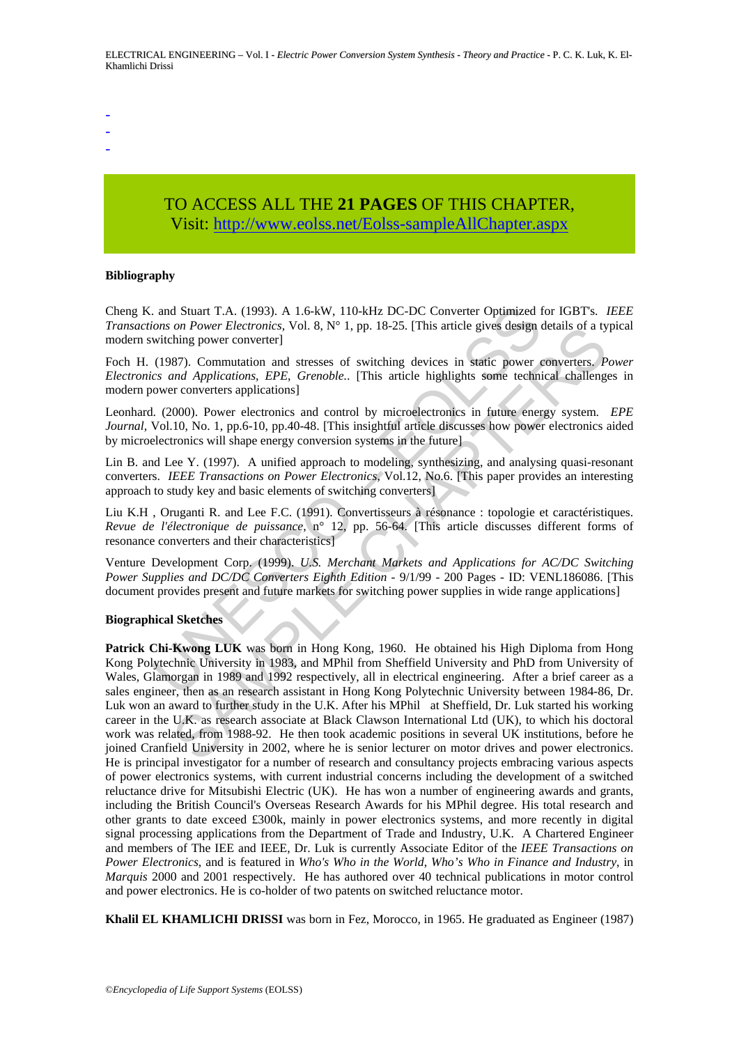-
-
-

TO ACCESS ALL THE **21 PAGES** OF THIS CHAPTER,
Visit: http://www.eolss.net/Eolss-sampleAllChapter.aspx

**Bibliography**

Cheng K. and Stuart T.A. (1993). A 1.6-kW, 110-kHz DC-DC Converter Optimized for IGBT's. *IEEE Transactions on Power Electronics*, Vol. 8, N° 1, pp. 18-25. [This article gives design details of a typical modern switching power converter]

Foch H. (1987). Commutation and stresses of switching devices in static power converters. *Power Electronics and Applications, EPE, Grenoble.*. [This article highlights some technical challenges in modern power converters applications]

Leonhard. (2000). Power electronics and control by microelectronics in future energy system. *EPE Journal*, Vol.10, No. 1, pp.6-10, pp.40-48. [This insightful article discusses how power electronics aided by microelectronics will shape energy conversion systems in the future]

Lin B. and Lee Y. (1997). A unified approach to modeling, synthesizing, and analysing quasi-resonant converters. *IEEE Transactions on Power Electronics*, Vol.12, No.6. [This paper provides an interesting approach to study key and basic elements of switching converters]

Liu K.H , Oruganti R. and Lee F.C. (1991). Convertisseurs à résonance : topologie et caractéristiques. *Revue de l'électronique de puissance*, n° 12, pp. 56-64. [This article discusses different forms of resonance converters and their characteristics]

Venture Development Corp. (1999). *U.S. Merchant Markets and Applications for AC/DC Switching Power Supplies and DC/DC Converters Eighth Edition* - 9/1/99 - 200 Pages - ID: VENL186086. [This document provides present and future markets for switching power supplies in wide range applications]

**Biographical Sketches**

**Patrick Chi-Kwong LUK** was born in Hong Kong, 1960. He obtained his High Diploma from Hong Kong Polytechnic University in 1983, and MPhil from Sheffield University and PhD from University of Wales, Glamorgan in 1989 and 1992 respectively, all in electrical engineering. After a brief career as a sales engineer, then as an research assistant in Hong Kong Polytechnic University between 1984-86, Dr. Luk won an award to further study in the U.K. After his MPhil at Sheffield, Dr. Luk started his working career in the U.K. as research associate at Black Clawson International Ltd (UK), to which his doctoral work was related, from 1988-92. He then took academic positions in several UK institutions, before he joined Cranfield University in 2002, where he is senior lecturer on motor drives and power electronics. He is principal investigator for a number of research and consultancy projects embracing various aspects of power electronics systems, with current industrial concerns including the development of a switched reluctance drive for Mitsubishi Electric (UK). He has won a number of engineering awards and grants, including the British Council's Overseas Research Awards for his MPhil degree. His total research and other grants to date exceed £300k, mainly in power electronics systems, and more recently in digital signal processing applications from the Department of Trade and Industry, U.K. A Chartered Engineer and members of The IEE and IEEE, Dr. Luk is currently Associate Editor of the *IEEE Transactions on Power Electronics*, and is featured in *Who's Who in the World*, *Who's Who in Finance and Industry*, in *Marquis* 2000 and 2001 respectively. He has authored over 40 technical publications in motor control and power electronics. He is co-holder of two patents on switched reluctance motor.

**Khalil EL KHAMLICHI DRISSI** was born in Fez, Morocco, in 1965. He graduated as Engineer (1987)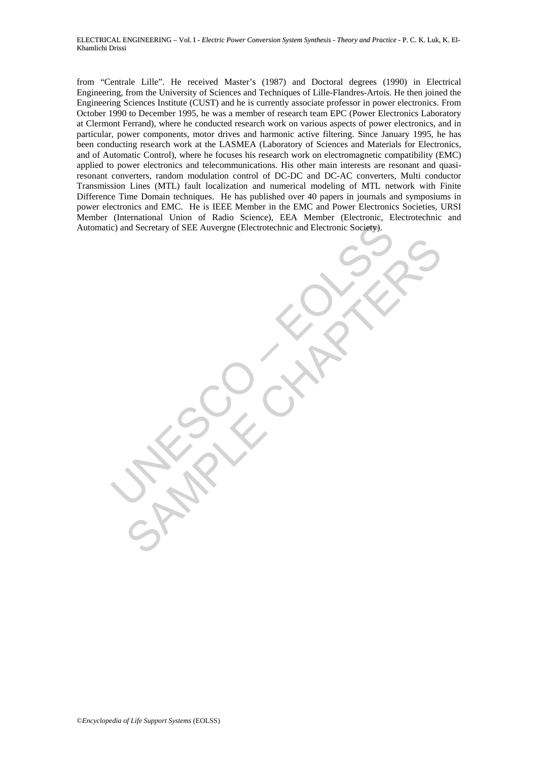from "Centrale Lille". He received Master's (1987) and Doctoral degrees (1990) in Electrical Engineering, from the University of Sciences and Techniques of Lille-Flandres-Artois. He then joined the Engineering Sciences Institute (CUST) and he is currently associate professor in power electronics. From October 1990 to December 1995, he was a member of research team EPC (Power Electronics Laboratory at Clermont Ferrand), where he conducted research work on various aspects of power electronics, and in particular, power components, motor drives and harmonic active filtering. Since January 1995, he has been conducting research work at the LASMEA (Laboratory of Sciences and Materials for Electronics, and of Automatic Control), where he focuses his research work on electromagnetic compatibility (EMC) applied to power electronics and telecommunications. His other main interests are resonant and quasi-resonant converters, random modulation control of DC-DC and DC-AC converters, Multi conductor Transmission Lines (MTL) fault localization and numerical modeling of MTL network with Finite Difference Time Domain techniques. He has published over 40 papers in journals and symposiums in power electronics and EMC. He is IEEE Member in the EMC and Power Electronics Societies, URSI Member (International Union of Radio Science), EEA Member (Electronic, Electrotechnic and Automatic) and Secretary of SEE Auvergne (Electrotechnic and Electronic Society).